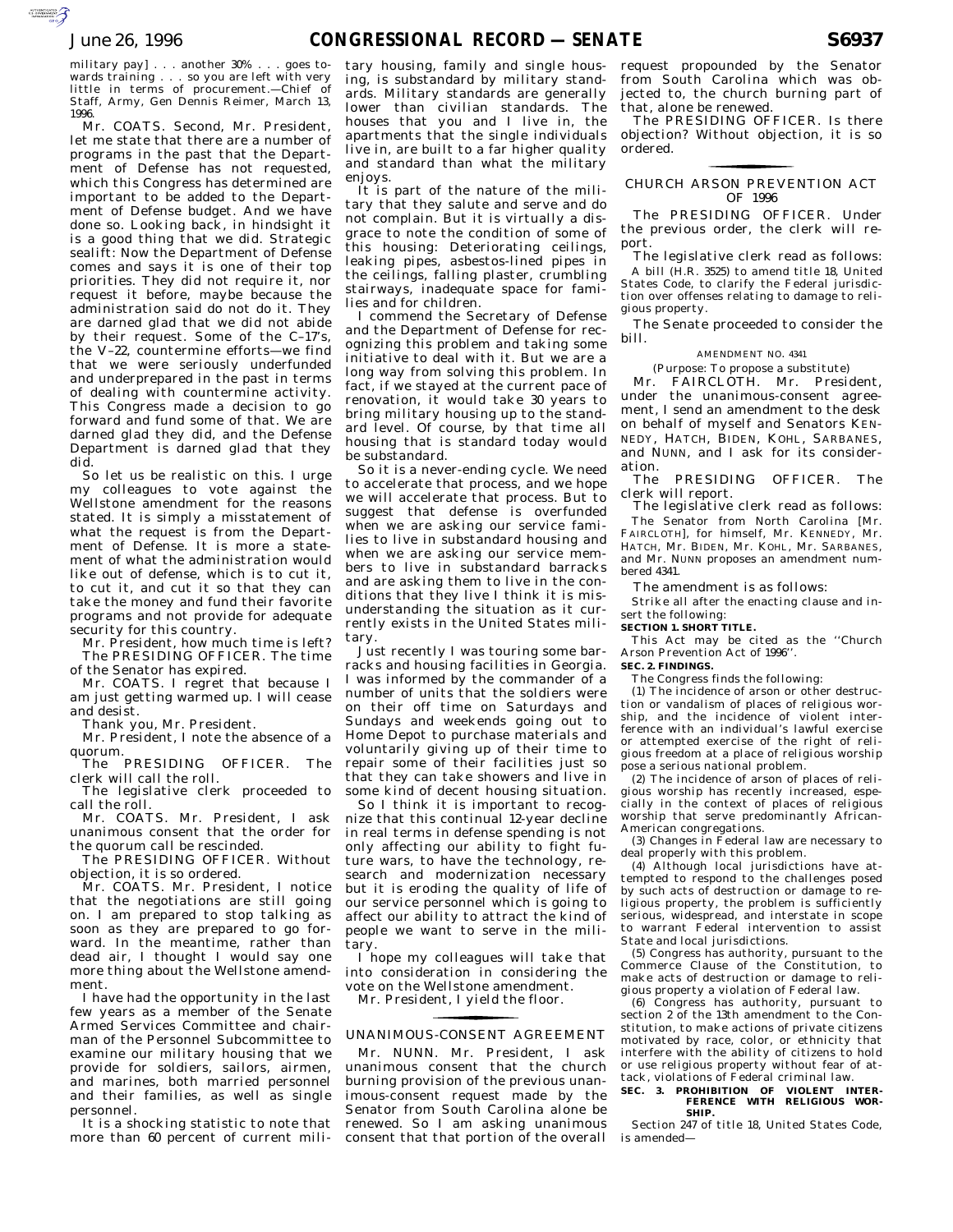military pay] . . . another 30% . . . goes towards training . . . so you are left with very little in terms of procurement.—Chief of Staff, Army, Gen Dennis Reimer, March 13, 1996.

Mr. COATS. Second, Mr. President, let me state that there are a number of programs in the past that the Department of Defense has not requested, which this Congress has determined are important to be added to the Department of Defense budget. And we have done so. Looking back, in hindsight it is a good thing that we did. Strategic sealift: Now the Department of Defense comes and says it is one of their top priorities. They did not require it, nor request it before, maybe because the administration said do not do it. They are darned glad that we did not abide by their request. Some of the C–17's, the V–22, countermine efforts—we find that we were seriously underfunded and underprepared in the past in terms of dealing with countermine activity. This Congress made a decision to go forward and fund some of that. We are darned glad they did, and the Defense Department is darned glad that they did.

So let us be realistic on this. I urge my colleagues to vote against the Wellstone amendment for the reasons stated. It is simply a misstatement of what the request is from the Department of Defense. It is more a statement of what the administration would like out of defense, which is to cut it, to cut it, and cut it so that they can take the money and fund their favorite programs and not provide for adequate security for this country.

Mr. President, how much time is left?

The PRESIDING OFFICER. The time of the Senator has expired.

Mr. COATS. I regret that because I am just getting warmed up. I will cease and desist.

Thank you, Mr. President.

Mr. President, I note the absence of a quorum.

The PRESIDING OFFICER. The clerk will call the roll.

The legislative clerk proceeded to call the roll.

Mr. COATS. Mr. President, I ask unanimous consent that the order for the quorum call be rescinded.

The PRESIDING OFFICER. Without objection, it is so ordered.

Mr. COATS. Mr. President, I notice that the negotiations are still going on. I am prepared to stop talking as soon as they are prepared to go forward. In the meantime, rather than dead air, I thought I would say one more thing about the Wellstone amendment.

I have had the opportunity in the last few years as a member of the Senate Armed Services Committee and chairman of the Personnel Subcommittee to examine our military housing that we provide for soldiers, sailors, airmen, and marines, both married personnel and their families, as well as single personnel.

It is a shocking statistic to note that more than 60 percent of current military housing, family and single housing, is substandard by military standards. Military standards are generally lower than civilian standards. The houses that you and I live in, the apartments that the single individuals live in, are built to a far higher quality and standard than what the military enjoys.

It is part of the nature of the military that they salute and serve and do not complain. But it is virtually a disgrace to note the condition of some of this housing: Deteriorating ceilings, leaking pipes, asbestos-lined pipes in the ceilings, falling plaster, crumbling stairways, inadequate space for families and for children.

I commend the Secretary of Defense and the Department of Defense for recognizing this problem and taking some initiative to deal with it. But we are a long way from solving this problem. In fact, if we stayed at the current pace of renovation, it would take 30 years to bring military housing up to the standard level. Of course, by that time all housing that is standard today would be substandard.

So it is a never-ending cycle. We need to accelerate that process, and we hope we will accelerate that process. But to suggest that defense is overfunded when we are asking our service families to live in substandard housing and when we are asking our service members to live in substandard barracks and are asking them to live in the conditions that they live I think it is misunderstanding the situation as it currently exists in the United States military.

Just recently I was touring some barracks and housing facilities in Georgia. I was informed by the commander of a number of units that the soldiers were on their off time on Saturdays and Sundays and weekends going out to Home Depot to purchase materials and voluntarily giving up of their time to repair some of their facilities just so that they can take showers and live in some kind of decent housing situation.

So I think it is important to recognize that this continual 12-year decline in real terms in defense spending is not only affecting our ability to fight future wars, to have the technology, research and modernization necessary but it is eroding the quality of life of our service personnel which is going to affect our ability to attract the kind of people we want to serve in the military.

I hope my colleagues will take that into consideration in considering the vote on the Wellstone amendment.

Mr. President, I yield the floor.

## UNANIMOUS-CONSENT AGREEMENT

Mr. NUNN. Mr. President, I ask unanimous consent that the church burning provision of the previous unanimous-consent request made by the Senator from South Carolina alone be renewed. So I am asking unanimous consent that that portion of the overall request propounded by the Senator from South Carolina which was objected to, the church burning part of that, alone be renewed.

The PRESIDING OFFICER. Is there objection? Without objection, it is so ordered.

## CHURCH ARSON PREVENTION ACT OF 1996

The PRESIDING OFFICER. Under the previous order, the clerk will report.

The legislative clerk read as follows:

A bill (H.R. 3525) to amend title 18, United States Code, to clarify the Federal jurisdiction over offenses relating to damage to religious property.

The Senate proceeded to consider the bill.

AMENDMENT NO. 4341

(Purpose: To propose a substitute)

Mr. FAIRCLOTH. Mr. President, under the unanimous-consent agreement, I send an amendment to the desk on behalf of myself and Senators KENNEDY, HATCH, BIDEN, KOHL, SARBANES, and NUNN, and I ask for its consideration.

The PRESIDING OFFICER. The clerk will report.

The legislative clerk read as follows:

The Senator from North Carolina [Mr. FAIRCLOTH], for himself, Mr. KENNEDY, Mr. HATCH, Mr. BIDEN, Mr. KOHL, Mr. SARBANES, and Mr. NUNN proposes an amendment numbered 4341.

The amendment is as follows:

Strike all after the enacting clause and insert the following:

**SECTION 1. SHORT TITLE.**

This Act may be cited as the ''Church Arson Prevention Act of 1996''.

**SEC. 2. FINDINGS.**

The Congress finds the following:

(1) The incidence of arson or other destruction or vandalism of places of religious worship, and the incidence of violent interference with an individual's lawful exercise or attempted exercise of the right of religious freedom at a place of religious worship pose a serious national problem.

(2) The incidence of arson of places of religious worship has recently increased, especially in the context of places of religious worship that serve predominantly African-American congregations.

(3) Changes in Federal law are necessary to deal properly with this problem.

(4) Although local jurisdictions have attempted to respond to the challenges posed by such acts of destruction or damage to religious property, the problem is sufficiently serious, widespread, and interstate in scope to warrant Federal intervention to assist State and local jurisdictions.

(5) Congress has authority, pursuant to the Commerce Clause of the Constitution, to make acts of destruction or damage to religious property a violation of Federal law.

(6) Congress has authority, pursuant to section 2 of the 13th amendment to the Constitution, to make actions of private citizens motivated by race, color, or ethnicity that interfere with the ability of citizens to hold or use religious property without fear of attack, violations of Federal criminal law.

**SEC. 3. PROHIBITION OF VIOLENT INTERFERENCE WITH RELIGIOUS WORSHIP.**

Section 247 of title 18, United States Code, is amended—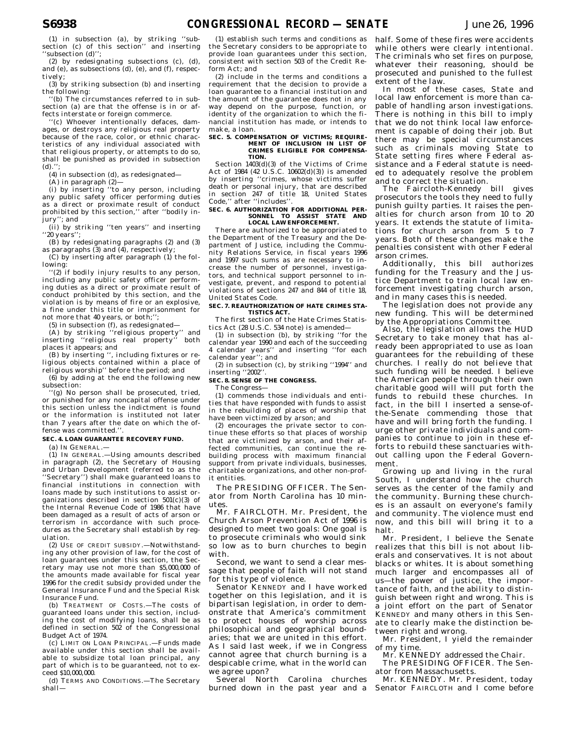(1) in subsection (a), by striking ''subsection (c) of this section'' and inserting ''subsection (d)'';

(2) by redesignating subsections (c), (d), and (e), as subsections (d), (e), and (f), respectively;

(3) by striking subsection (b) and inserting the following:

''(b) The circumstances referred to in subsection (a) are that the offense is in or affects interstate or foreign commerce.

''(c) Whoever intentionally defaces, damages, or destroys any religious real property because of the race, color, or ethnic characteristics of any individual associated with that religious property, or attempts to do so, shall be punished as provided in subsection (d).'';

(4) in subsection (d), as redesignated—

(A) in paragraph (2)—

(i) by inserting ''to any person, including any public safety officer performing duties as a direct or proximate result of conduct prohibited by this section,'' after ''bodily injury''; and

(ii) by striking ''ten years'' and inserting ''20 years'';

(B) by redesignating paragraphs (2) and (3) as paragraphs (3) and (4), respectively;

(C) by inserting after paragraph (1) the following:

''(2) if bodily injury results to any person, including any public safety officer performing duties as a direct or proximate result of conduct prohibited by this section, and the violation is by means of fire or an explosive, a fine under this title or imprisonment for not more that 40 years, or both;'';

(5) in subsection (f), as redesignated—

(A) by striking ''religious property'' and inserting ''religious real property'' both places it appears; and

(B) by inserting '', including fixtures or religious objects contained within a place of religious worship'' before the period; and

(6) by adding at the end the following new subsection:

''(g) No person shall be prosecuted, tried, or punished for any noncapital offense under this section unless the indictment is found or the information is instituted not later than 7 years after the date on which the offense was committed.''.

**SEC. 4. LOAN GUARANTEE RECOVERY FUND.**

(a) IN GENERAL.—

(1) IN GENERAL.—Using amounts described in paragraph (2), the Secretary of Housing and Urban Development (referred to as the ''Secretary'') shall make guaranteed loans to financial institutions in connection with loans made by such institutions to assist organizations described in section 501(c)(3) of the Internal Revenue Code of 1986 that have been damaged as a result of acts of arson or terrorism in accordance with such procedures as the Secretary shall establish by regulation.

(2) USE OF CREDIT SUBSIDY.—Notwithstanding any other provision of law, for the cost of loan guarantees under this section, the Secretary may use not more than $5,000,000 of the amounts made available for fiscal year 1996 for the credit subsidy provided under the General Insurance Fund and the Special Risk Insurance Fund.

(b) TREATMENT OF COSTS.—The costs of guaranteed loans under this section, including the cost of modifying loans, shall be as defined in section 502 of the Congressional Budget Act of 1974.

(c) LIMIT ON LOAN PRINCIPAL.—Funds made available under this section shall be available to subsidize total loan principal, any part of which is to be guaranteed, not to exceed $10,000,000.

(d) TERMS AND CONDITIONS.—The Secretary shall—

(1) establish such terms and conditions as the Secretary considers to be appropriate to provide loan guarantees under this section, consistent with section 503 of the Credit Reform Act; and

(2) include in the terms and conditions a requirement that the decision to provide a loan guarantee to a financial institution and the amount of the guarantee does not in any way depend on the purpose, function, or identity of the organization to which the financial institution has made, or intends to make, a loan.

**SEC. 5. COMPENSATION OF VICTIMS; REQUIREMENT OF INCLUSION IN LIST OF CRIMES ELIGIBLE FOR COMPENSATION.**

Section 1403(d)(3) of the Victims of Crime Act of 1984 (42 U.S.C. 10602(d)(3)) is amended by inserting ''crimes, whose victims suffer death or personal injury, that are described in section 247 of title 18, United States Code,'' after ''includes''.

**SEC. 6. AUTHORIZATION FOR ADDITIONAL PERSONNEL TO ASSIST STATE AND LOCAL LAW ENFORCEMENT.**

There are authorized to be appropriated to the Department of the Treasury and the Department of Justice, including the Community Relations Service, in fiscal years 1996 and 1997 such sums as are necessary to increase the number of personnel, investigators, and technical support personnel to investigate, prevent, and respond to potential violations of sections 247 and 844 of title 18, United States Code.

**SEC. 7. REAUTHORIZATION OF HATE CRIMES STATISTICS ACT.**

The first section of the Hate Crimes Statistics Act (28 U.S.C. 534 note) is amended—

(1) in subsection (b), by striking ''for the calendar year 1990 and each of the succeeding 4 calendar years'' and inserting ''for each calendar year''; and

(2) in subsection (c), by striking ''1994'' and inserting ''2002''.

**SEC. 8. SENSE OF THE CONGRESS.**

The Congress—

(1) commends those individuals and entities that have responded with funds to assist in the rebuilding of places of worship that have been victimized by arson; and

(2) encourages the private sector to continue these efforts so that places of worship that are victimized by arson, and their affected communities, can continue the rebuilding process with maximum financial support from private individuals, businesses, charitable organizations, and other non-profit entities.

The PRESIDING OFFICER. The Senator from North Carolina has 10 minutes.

Mr. FAIRCLOTH. Mr. President, the Church Arson Prevention Act of 1996 is designed to meet two goals: One goal is to prosecute criminals who would sink so low as to burn churches to begin with.

Second, we want to send a clear message that people of faith will not stand for this type of violence.

Senator KENNEDY and I have worked together on this legislation, and it is bipartisan legislation, in order to demonstrate that America's commitment to protect houses of worship across philosophical and geographical boundaries; that we are united in this effort. As I said last week, if we in Congress cannot agree that church burning is a despicable crime, what in the world can we agree upon?

Several North Carolina churches burned down in the past year and a half. Some of these fires were accidents while others were clearly intentional. The criminals who set fires on purpose, whatever their reasoning, should be prosecuted and punished to the fullest extent of the law.

In most of these cases, State and local law enforcement is more than capable of handling arson investigations. There is nothing in this bill to imply that we do not think local law enforcement is capable of doing their job. But there may be special circumstances such as criminals moving State to State setting fires where Federal assistance and a Federal statute is needed to adequately resolve the problem and to correct the situation.

The Faircloth-Kennedy bill gives prosecutors the tools they need to fully punish guilty parties. It raises the penalties for church arson from 10 to 20 years. It extends the statute of limitations for church arson from 5 to 7 years. Both of these changes make the penalties consistent with other Federal arson crimes.

Additionally, this bill authorizes funding for the Treasury and the Justice Department to train local law enforcement investigating church arson, and in many cases this is needed.

The legislation does not provide any new funding. This will be determined by the Appropriations Committee.

Also, the legislation allows the HUD Secretary to take money that has already been appropriated to use as loan guarantees for the rebuilding of these churches. I really do not believe that such funding will be needed. I believe the American people through their own charitable good will will put forth the funds to rebuild these churches. In fact, in the bill I inserted a sense-of-the-Senate commending those that have and will bring forth the funding. I urge other private individuals and companies to continue to join in these efforts to rebuild these sanctuaries without calling upon the Federal Government.

Growing up and living in the rural South, I understand how the church serves as the center of the family and the community. Burning these churches is an assault on everyone's family and community. The violence must end now, and this bill will bring it to a halt.

Mr. President, I believe the Senate realizes that this bill is not about liberals and conservatives. It is not about blacks or whites. It is about something much larger and encompasses all of us—the power of justice, the importance of faith, and the ability to distinguish between right and wrong. This is a joint effort on the part of Senator KENNEDY and many others in this Senate to clearly make the distinction between right and wrong.

Mr. President, I yield the remainder of my time.

Mr. KENNEDY addressed the Chair.

The PRESIDING OFFICER. The Senator from Massachusetts.

Mr. KENNEDY. Mr. President, today Senator FAIRCLOTH and I come before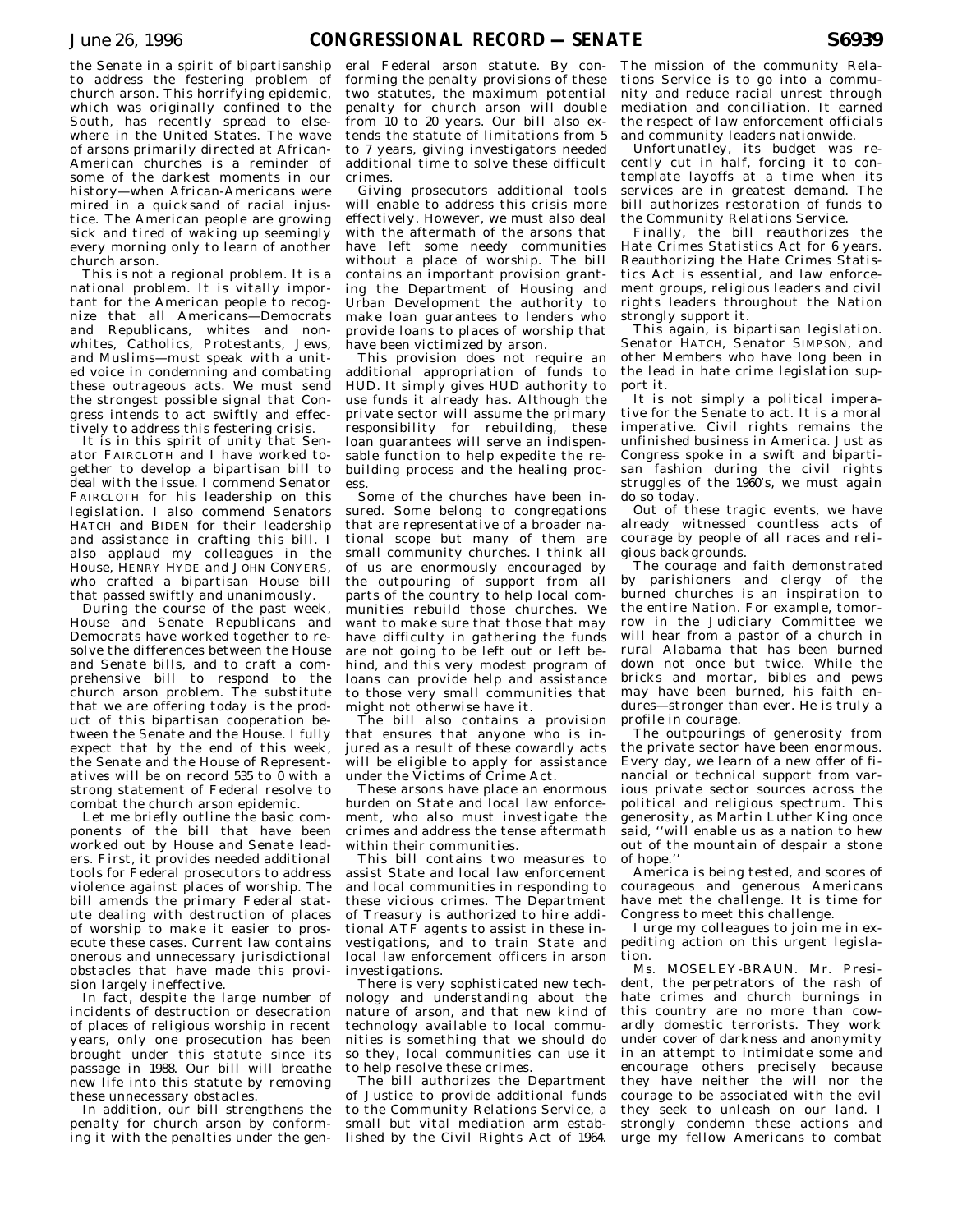the Senate in a spirit of bipartisanship to address the festering problem of church arson. This horrifying epidemic, which was originally confined to the South, has recently spread to elsewhere in the United States. The wave of arsons primarily directed at African-American churches is a reminder of some of the darkest moments in our history—when African-Americans were mired in a quicksand of racial injustice. The American people are growing sick and tired of waking up seemingly every morning only to learn of another church arson.

This is not a regional problem. It is a national problem. It is vitally important for the American people to recognize that all Americans—Democrats and Republicans, whites and nonwhites, Catholics, Protestants, Jews, and Muslims—must speak with a united voice in condemning and combating these outrageous acts. We must send the strongest possible signal that Congress intends to act swiftly and effectively to address this festering crisis.

It is in this spirit of unity that Senator FAIRCLOTH and I have worked together to develop a bipartisan bill to deal with the issue. I commend Senator FAIRCLOTH for his leadership on this legislation. I also commend Senators HATCH and BIDEN for their leadership and assistance in crafting this bill. I also applaud my colleagues in the House, HENRY HYDE and JOHN CONYERS, who crafted a bipartisan House bill that passed swiftly and unanimously.

During the course of the past week, House and Senate Republicans and Democrats have worked together to resolve the differences between the House and Senate bills, and to craft a comprehensive bill to respond to the church arson problem. The substitute that we are offering today is the product of this bipartisan cooperation between the Senate and the House. I fully expect that by the end of this week, the Senate and the House of Representatives will be on record 535 to 0 with a strong statement of Federal resolve to combat the church arson epidemic.

Let me briefly outline the basic components of the bill that have been worked out by House and Senate leaders. First, it provides needed additional tools for Federal prosecutors to address violence against places of worship. The bill amends the primary Federal statute dealing with destruction of places of worship to make it easier to prosecute these cases. Current law contains onerous and unnecessary jurisdictional obstacles that have made this provision largely ineffective.

In fact, despite the large number of incidents of destruction or desecration of places of religious worship in recent years, only one prosecution has been brought under this statute since its passage in 1988. Our bill will breathe new life into this statute by removing these unnecessary obstacles.

In addition, our bill strengthens the penalty for church arson by conforming it with the penalties under the general Federal arson statute. By conforming the penalty provisions of these two statutes, the maximum potential penalty for church arson will double from 10 to 20 years. Our bill also extends the statute of limitations from 5 to 7 years, giving investigators needed additional time to solve these difficult crimes.

Giving prosecutors additional tools will enable to address this crisis more effectively. However, we must also deal with the aftermath of the arsons that have left some needy communities without a place of worship. The bill contains an important provision granting the Department of Housing and Urban Development the authority to make loan guarantees to lenders who provide loans to places of worship that have been victimized by arson.

This provision does not require an additional appropriation of funds to HUD. It simply gives HUD authority to use funds it already has. Although the private sector will assume the primary responsibility for rebuilding, these loan guarantees will serve an indispensable function to help expedite the rebuilding process and the healing process.

Some of the churches have been insured. Some belong to congregations that are representative of a broader national scope but many of them are small community churches. I think all of us are enormously encouraged by the outpouring of support from all parts of the country to help local communities rebuild those churches. We want to make sure that those that may have difficulty in gathering the funds are not going to be left out or left behind, and this very modest program of loans can provide help and assistance to those very small communities that might not otherwise have it.

The bill also contains a provision that ensures that anyone who is injured as a result of these cowardly acts will be eligible to apply for assistance under the Victims of Crime Act.

These arsons have place an enormous burden on State and local law enforcement, who also must investigate the crimes and address the tense aftermath within their communities.

This bill contains two measures to assist State and local law enforcement and local communities in responding to these vicious crimes. The Department of Treasury is authorized to hire additional ATF agents to assist in these investigations, and to train State and local law enforcement officers in arson investigations.

There is very sophisticated new technology and understanding about the nature of arson, and that new kind of technology available to local communities is something that we should do so they, local communities can use it to help resolve these crimes.

The bill authorizes the Department of Justice to provide additional funds to the Community Relations Service, a small but vital mediation arm established by the Civil Rights Act of 1964. The mission of the community Relations Service is to go into a community and reduce racial unrest through mediation and conciliation. It earned the respect of law enforcement officials and community leaders nationwide.

Unfortunatley, its budget was recently cut in half, forcing it to contemplate layoffs at a time when its services are in greatest demand. The bill authorizes restoration of funds to the Community Relations Service.

Finally, the bill reauthorizes the Hate Crimes Statistics Act for 6 years. Reauthorizing the Hate Crimes Statistics Act is essential, and law enforcement groups, religious leaders and civil rights leaders throughout the Nation strongly support it.

This again, is bipartisan legislation. Senator HATCH, Senator SIMPSON, and other Members who have long been in the lead in hate crime legislation support it.

It is not simply a political imperative for the Senate to act. It is a moral imperative. Civil rights remains the unfinished business in America. Just as Congress spoke in a swift and bipartisan fashion during the civil rights struggles of the 1960's, we must again do so today.

Out of these tragic events, we have already witnessed countless acts of courage by people of all races and religious backgrounds.

The courage and faith demonstrated by parishioners and clergy of the burned churches is an inspiration to the entire Nation. For example, tomorrow in the Judiciary Committee we will hear from a pastor of a church in rural Alabama that has been burned down not once but twice. While the bricks and mortar, bibles and pews may have been burned, his faith endures—stronger than ever. He is truly a profile in courage.

The outpourings of generosity from the private sector have been enormous. Every day, we learn of a new offer of financial or technical support from various private sector sources across the political and religious spectrum. This generosity, as Martin Luther King once said, "will enable us as a nation to hew out of the mountain of despair a stone of hope."

America is being tested, and scores of courageous and generous Americans have met the challenge. It is time for Congress to meet this challenge.

I urge my colleagues to join me in expediting action on this urgent legislation.

Ms. MOSELEY-BRAUN. Mr. President, the perpetrators of the rash of hate crimes and church burnings in this country are no more than cowardly domestic terrorists. They work under cover of darkness and anonymity in an attempt to intimidate some and encourage others precisely because they have neither the will nor the courage to be associated with the evil they seek to unleash on our land. I strongly condemn these actions and urge my fellow Americans to combat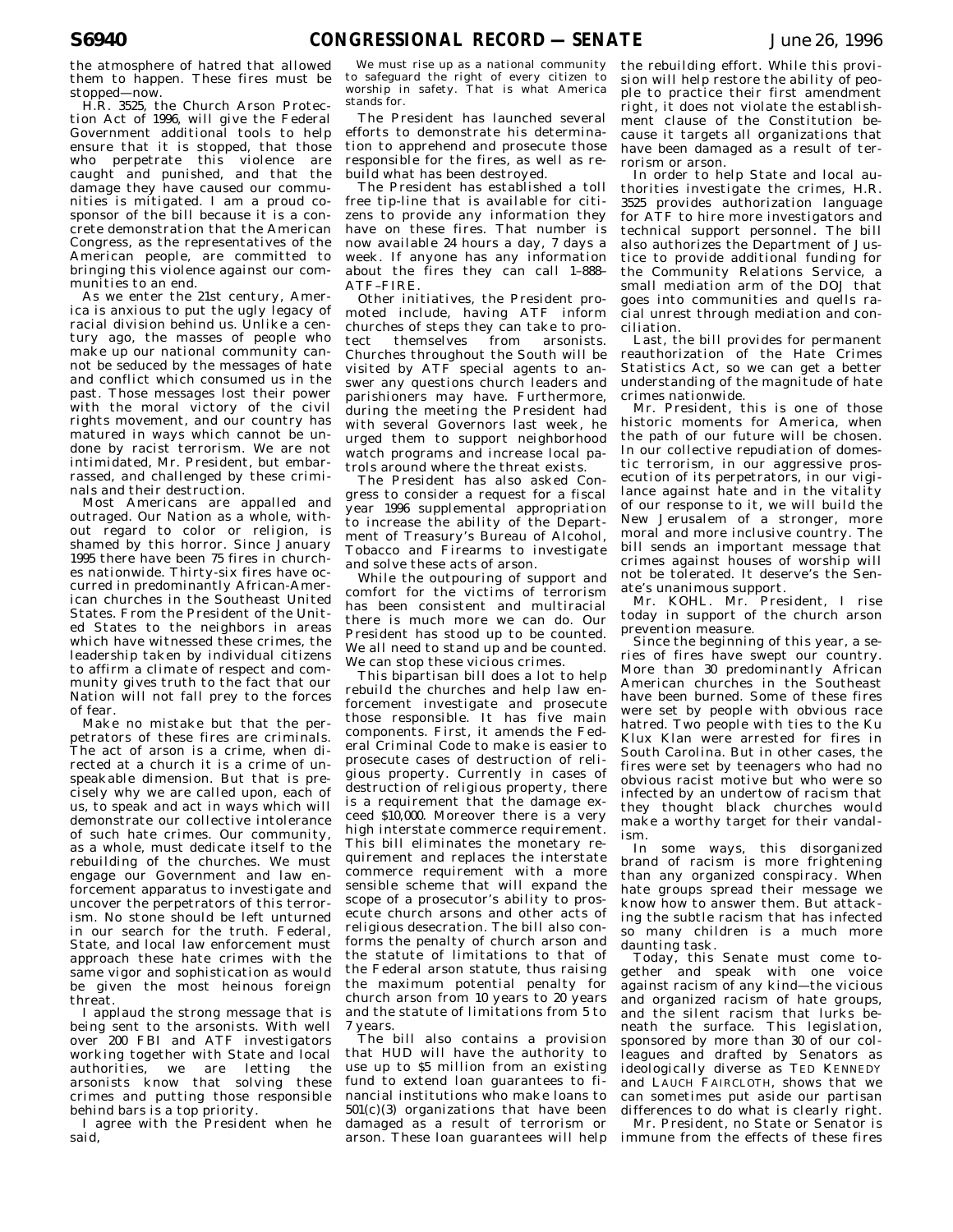the atmosphere of hatred that allowed them to happen. These fires must be stopped—now.

H.R. 3525, the Church Arson Protection Act of 1996, will give the Federal Government additional tools to help ensure that it is stopped, that those who perpetrate this violence are caught and punished, and that the damage they have caused our communities is mitigated. I am a proud cosponsor of the bill because it is a concrete demonstration that the American Congress, as the representatives of the American people, are committed to bringing this violence against our communities to an end.

As we enter the 21st century, America is anxious to put the ugly legacy of racial division behind us. Unlike a century ago, the masses of people who make up our national community cannot be seduced by the messages of hate and conflict which consumed us in the past. Those messages lost their power with the moral victory of the civil rights movement, and our country has matured in ways which cannot be undone by racist terrorism. We are not intimidated, Mr. President, but embarrassed, and challenged by these criminals and their destruction.

Most Americans are appalled and outraged. Our Nation as a whole, without regard to color or religion, is shamed by this horror. Since January 1995 there have been 75 fires in churches nationwide. Thirty-six fires have occurred in predominantly African-American churches in the Southeast United States. From the President of the United States to the neighbors in areas which have witnessed these crimes, the leadership taken by individual citizens to affirm a climate of respect and community gives truth to the fact that our Nation will not fall prey to the forces of fear.

Make no mistake but that the perpetrators of these fires are criminals. The act of arson is a crime, when directed at a church it is a crime of unspeakable dimension. But that is precisely why we are called upon, each of us, to speak and act in ways which will demonstrate our collective intolerance of such hate crimes. Our community, as a whole, must dedicate itself to the rebuilding of the churches. We must engage our Government and law enforcement apparatus to investigate and uncover the perpetrators of this terrorism. No stone should be left unturned in our search for the truth. Federal, State, and local law enforcement must approach these hate crimes with the same vigor and sophistication as would be given the most heinous foreign threat.

I applaud the strong message that is being sent to the arsonists. With well over 200 FBI and ATF investigators working together with State and local authorities, we are letting the arsonists know that solving these crimes and putting those responsible behind bars is a top priority.

I agree with the President when he said,

> We must rise up as a national community to safeguard the right of every citizen to worship in safety. That is what America stands for.

The President has launched several efforts to demonstrate his determination to apprehend and prosecute those responsible for the fires, as well as rebuild what has been destroyed.

The President has established a toll free tip-line that is available for citizens to provide any information they have on these fires. That number is now available 24 hours a day, 7 days a week. If anyone has any information about the fires they can call 1–888–ATF–FIRE.

Other initiatives, the President promoted include, having ATF inform churches of steps they can take to protect themselves from arsonists. Churches throughout the South will be visited by ATF special agents to answer any questions church leaders and parishioners may have. Furthermore, during the meeting the President had with several Governors last week, he urged them to support neighborhood watch programs and increase local patrols around where the threat exists.

The President has also asked Congress to consider a request for a fiscal year 1996 supplemental appropriation to increase the ability of the Department of Treasury's Bureau of Alcohol, Tobacco and Firearms to investigate and solve these acts of arson.

While the outpouring of support and comfort for the victims of terrorism has been consistent and multiracial there is much more we can do. Our President has stood up to be counted. We all need to stand up and be counted. We can stop these vicious crimes.

This bipartisan bill does a lot to help rebuild the churches and help law enforcement investigate and prosecute those responsible. It has five main components. First, it amends the Federal Criminal Code to make is easier to prosecute cases of destruction of religious property. Currently in cases of destruction of religious property, there is a requirement that the damage exceed $10,000. Moreover there is a very high interstate commerce requirement. This bill eliminates the monetary requirement and replaces the interstate commerce requirement with a more sensible scheme that will expand the scope of a prosecutor's ability to prosecute church arsons and other acts of religious desecration. The bill also conforms the penalty of church arson and the statute of limitations to that of the Federal arson statute, thus raising the maximum potential penalty for church arson from 10 years to 20 years and the statute of limitations from 5 to 7 years.

The bill also contains a provision that HUD will have the authority to use up to $5 million from an existing fund to extend loan guarantees to financial institutions who make loans to 501(c)(3) organizations that have been damaged as a result of terrorism or arson. These loan guarantees will help the rebuilding effort. While this provision will help restore the ability of people to practice their first amendment right, it does not violate the establishment clause of the Constitution because it targets all organizations that have been damaged as a result of terrorism or arson.

In order to help State and local authorities investigate the crimes, H.R. 3525 provides authorization language for ATF to hire more investigators and technical support personnel. The bill also authorizes the Department of Justice to provide additional funding for the Community Relations Service, a small mediation arm of the DOJ that goes into communities and quells racial unrest through mediation and conciliation.

Last, the bill provides for permanent reauthorization of the Hate Crimes Statistics Act, so we can get a better understanding of the magnitude of hate crimes nationwide.

Mr. President, this is one of those historic moments for America, when the path of our future will be chosen. In our collective repudiation of domestic terrorism, in our aggressive prosecution of its perpetrators, in our vigilance against hate and in the vitality of our response to it, we will build the New Jerusalem of a stronger, more moral and more inclusive country. The bill sends an important message that crimes against houses of worship will not be tolerated. It deserve's the Senate's unanimous support.

Mr. KOHL. Mr. President, I rise today in support of the church arson prevention measure.

Since the beginning of this year, a series of fires have swept our country. More than 30 predominantly African American churches in the Southeast have been burned. Some of these fires were set by people with obvious race hatred. Two people with ties to the Ku Klux Klan were arrested for fires in South Carolina. But in other cases, the fires were set by teenagers who had no obvious racist motive but who were so infected by an undertow of racism that they thought black churches would make a worthy target for their vandalism.

In some ways, this disorganized brand of racism is more frightening than any organized conspiracy. When hate groups spread their message we know how to answer them. But attacking the subtle racism that has infected so many children is a much more daunting task.

Today, this Senate must come together and speak with one voice against racism of any kind—the vicious and organized racism of hate groups, and the silent racism that lurks beneath the surface. This legislation, sponsored by more than 30 of our colleagues and drafted by Senators as ideologically diverse as TED KENNEDY and LAUCH FAIRCLOTH, shows that we can sometimes put aside our partisan differences to do what is clearly right.

Mr. President, no State or Senator is immune from the effects of these fires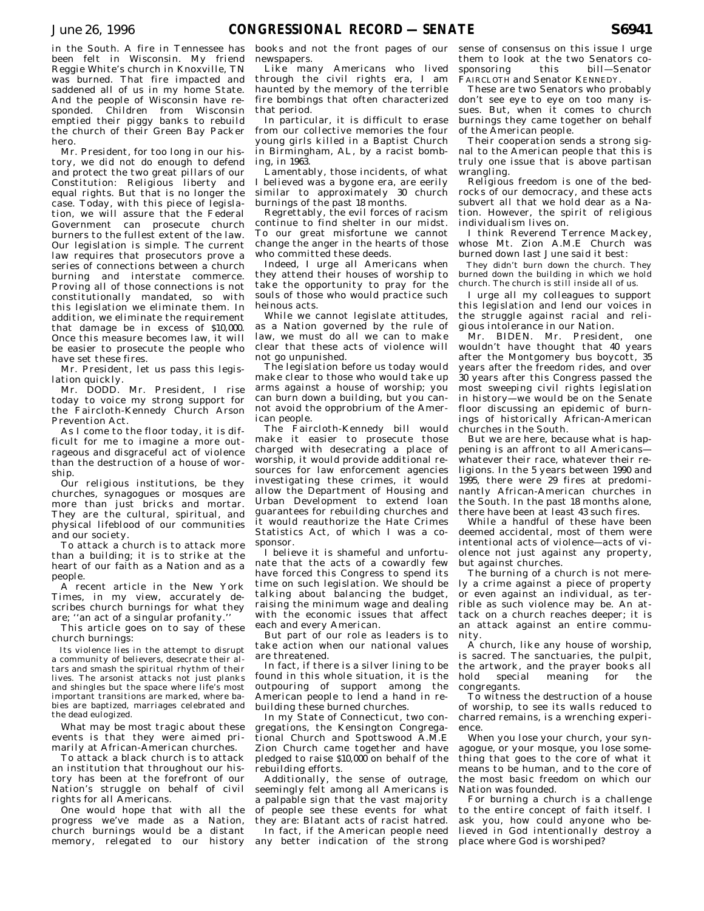in the South. A fire in Tennessee has been felt in Wisconsin. My friend Reggie White's church in Knoxville, TN was burned. That fire impacted and saddened all of us in my home State. And the people of Wisconsin have responded. Children from Wisconsin emptied their piggy banks to rebuild the church of their Green Bay Packer hero.

Mr. President, for too long in our history, we did not do enough to defend and protect the two great pillars of our Constitution: Religious liberty and equal rights. But that is no longer the case. Today, with this piece of legislation, we will assure that the Federal Government can prosecute church burners to the fullest extent of the law. Our legislation is simple. The current law requires that prosecutors prove a series of connections between a church burning and interstate commerce. Proving all of those connections is not constitutionally mandated, so with this legislation we eliminate them. In addition, we eliminate the requirement that damage be in excess of $10,000. Once this measure becomes law, it will be easier to prosecute the people who have set these fires.

Mr. President, let us pass this legislation quickly.

Mr. DODD. Mr. President, I rise today to voice my strong support for the Faircloth-Kennedy Church Arson Prevention Act.

As I come to the floor today, it is difficult for me to imagine a more outrageous and disgraceful act of violence than the destruction of a house of worship.

Our religious institutions, be they churches, synagogues or mosques are more than just bricks and mortar. They are the cultural, spiritual, and physical lifeblood of our communities and our society.

To attack a church is to attack more than a building; it is to strike at the heart of our faith as a Nation and as a people.

A recent article in the New York Times, in my view, accurately describes church burnings for what they are; ''an act of a singular profanity.''

This article goes on to say of these church burnings:

> Its violence lies in the attempt to disrupt a community of believers, desecrate their altars and smash the spiritual rhythm of their lives. The arsonist attacks not just planks and shingles but the space where life's most important transitions are marked, where babies are baptized, marriages celebrated and the dead eulogized.

What may be most tragic about these events is that they were aimed primarily at African-American churches.

To attack a black church is to attack an institution that throughout our history has been at the forefront of our Nation's struggle on behalf of civil rights for all Americans.

One would hope that with all the progress we've made as a Nation, church burnings would be a distant memory, relegated to our history books and not the front pages of our newspapers.

Like many Americans who lived through the civil rights era, I am haunted by the memory of the terrible fire bombings that often characterized that period.

In particular, it is difficult to erase from our collective memories the four young girls killed in a Baptist Church in Birmingham, AL, by a racist bombing, in 1963.

Lamentably, those incidents, of what I believed was a bygone era, are eerily similar to approximately 30 church burnings of the past 18 months.

Regrettably, the evil forces of racism continue to find shelter in our midst. To our great misfortune we cannot change the anger in the hearts of those who committed these deeds.

Indeed, I urge all Americans when they attend their houses of worship to take the opportunity to pray for the souls of those who would practice such heinous acts.

While we cannot legislate attitudes, as a Nation governed by the rule of law, we must do all we can to make clear that these acts of violence will not go unpunished.

The legislation before us today would make clear to those who would take up arms against a house of worship; you can burn down a building, but you cannot avoid the opprobrium of the American people.

The Faircloth-Kennedy bill would make it easier to prosecute those charged with desecrating a place of worship, it would provide additional resources for law enforcement agencies investigating these crimes, it would allow the Department of Housing and Urban Development to extend loan guarantees for rebuilding churches and it would reauthorize the Hate Crimes Statistics Act, of which I was a cosponsor.

I believe it is shameful and unfortunate that the acts of a cowardly few have forced this Congress to spend its time on such legislation. We should be talking about balancing the budget, raising the minimum wage and dealing with the economic issues that affect each and every American.

But part of our role as leaders is to take action when our national values are threatened.

In fact, if there is a silver lining to be found in this whole situation, it is the outpouring of support among the American people to lend a hand in rebuilding these burned churches.

In my State of Connecticut, two congregations, the Kensington Congregational Church and Spottswood A.M.E Zion Church came together and have pledged to raise $10,000 on behalf of the rebuilding efforts.

Additionally, the sense of outrage, seemingly felt among all Americans is a palpable sign that the vast majority of people see these events for what they are: Blatant acts of racist hatred.

In fact, if the American people need any better indication of the strong sense of consensus on this issue I urge them to look at the two Senators cosponsoring this bill—Senator FAIRCLOTH and Senator KENNEDY.

These are two Senators who probably don't see eye to eye on too many issues. But, when it comes to church burnings they came together on behalf of the American people.

Their cooperation sends a strong signal to the American people that this is truly one issue that is above partisan wrangling.

Religious freedom is one of the bedrocks of our democracy, and these acts subvert all that we hold dear as a Nation. However, the spirit of religious individualism lives on.

I think Reverend Terrence Mackey, whose Mt. Zion A.M.E Church was burned down last June said it best:

> They didn't burn down the church. They burned down the building in which we hold church. The church is still inside all of us.

I urge all my colleagues to support this legislation and lend our voices in the struggle against racial and religious intolerance in our Nation.

Mr. BIDEN. Mr. President, one wouldn't have thought that 40 years after the Montgomery bus boycott, 35 years after the freedom rides, and over 30 years after this Congress passed the most sweeping civil rights legislation in history—we would be on the Senate floor discussing an epidemic of burnings of historically African-American churches in the South.

But we are here, because what is happening is an affront to all Americans—whatever their race, whatever their religions. In the 5 years between 1990 and 1995, there were 29 fires at predominantly African-American churches in the South. In the past 18 months alone, there have been at least 43 such fires.

While a handful of these have been deemed accidental, most of them were intentional acts of violence—acts of violence not just against any property, but against churches.

The burning of a church is not merely a crime against a piece of property or even against an individual, as terrible as such violence may be. An attack on a church reaches deeper; it is an attack against an entire community.

A church, like any house of worship, is sacred. The sanctuaries, the pulpit, the artwork, and the prayer books all hold special meaning for the congregants.

To witness the destruction of a house of worship, to see its walls reduced to charred remains, is a wrenching experience.

When you lose your church, your synagogue, or your mosque, you lose something that goes to the core of what it means to be human, and to the core of the most basic freedom on which our Nation was founded.

For burning a church is a challenge to the entire concept of faith itself. I ask you, how could anyone who believed in God intentionally destroy a place where God is worshiped?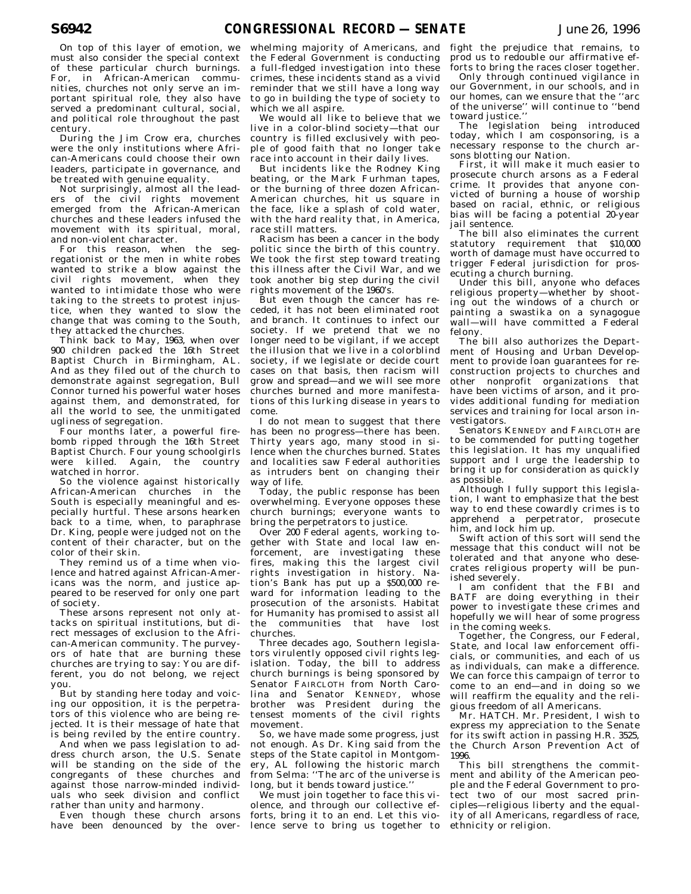On top of this layer of emotion, we must also consider the special context of these particular church burnings. For, in African-American communities, churches not only serve an important spiritual role, they also have served a predominant cultural, social, and political role throughout the past century.

During the Jim Crow era, churches were the only institutions where African-Americans could choose their own leaders, participate in governance, and be treated with genuine equality.

Not surprisingly, almost all the leaders of the civil rights movement emerged from the African-American churches and these leaders infused the movement with its spiritual, moral, and non-violent character.

For this reason, when the segregationist or the men in white robes wanted to strike a blow against the civil rights movement, when they wanted to intimidate those who were taking to the streets to protest injustice, when they wanted to slow the change that was coming to the South, they attacked the churches.

Think back to May, 1963, when over 900 children packed the 16th Street Baptist Church in Birmingham, AL. And as they filed out of the church to demonstrate against segregation, Bull Connor turned his powerful water hoses against them, and demonstrated, for all the world to see, the unmitigated ugliness of segregation.

Four months later, a powerful firebomb ripped through the 16th Street Baptist Church. Four young schoolgirls were killed. Again, the country watched in horror.

So the violence against historically African-American churches in the South is especially meaningful and especially hurtful. These arsons hearken back to a time, when, to paraphrase Dr. King, people were judged not on the content of their character, but on the color of their skin.

They remind us of a time when violence and hatred against African-Americans was the norm, and justice appeared to be reserved for only one part of society.

These arsons represent not only attacks on spiritual institutions, but direct messages of exclusion to the African-American community. The purveyors of hate that are burning these churches are trying to say: You are different, you do not belong, we reject you.

But by standing here today and voicing our opposition, it is the perpetrators of this violence who are being rejected. It is their message of hate that is being reviled by the entire country.

And when we pass legislation to address church arson, the U.S. Senate will be standing on the side of the congregants of these churches and against those narrow-minded individuals who seek division and conflict rather than unity and harmony.

Even though these church arsons have been denounced by the overwhelming majority of Americans, and the Federal Government is conducting a full-fledged investigation into these crimes, these incidents stand as a vivid reminder that we still have a long way to go in building the type of society to which we all aspire.

We would all like to believe that we live in a color-blind society—that our country is filled exclusively with people of good faith that no longer take race into account in their daily lives.

But incidents like the Rodney King beating, or the Mark Furhman tapes, or the burning of three dozen African-American churches, hit us square in the face, like a splash of cold water, with the hard reality that, in America, race still matters.

Racism has been a cancer in the body politic since the birth of this country. We took the first step toward treating this illness after the Civil War, and we took another big step during the civil rights movement of the 1960's.

But even though the cancer has receded, it has not been eliminated root and branch. It continues to infect our society. If we pretend that we no longer need to be vigilant, if we accept the illusion that we live in a colorblind society, if we legislate or decide court cases on that basis, then racism will grow and spread—and we will see more churches burned and more manifestations of this lurking disease in years to come.

I do not mean to suggest that there has been no progress—there has been. Thirty years ago, many stood in silence when the churches burned. States and localities saw Federal authorities as intruders bent on changing their way of life.

Today, the public response has been overwhelming. Everyone opposes these church burnings; everyone wants to bring the perpetrators to justice.

Over 200 Federal agents, working together with State and local law enforcement, are investigating these fires, making this the largest civil rights investigation in history. Nation's Bank has put up a $500,000 reward for information leading to the prosecution of the arsonists. Habitat for Humanity has promised to assist all the communities that have lost churches.

Three decades ago, Southern legislators virulently opposed civil rights legislation. Today, the bill to address church burnings is being sponsored by Senator FAIRCLOTH from North Carolina and Senator KENNEDY, whose brother was President during the tensest moments of the civil rights movement.

So, we have made some progress, just not enough. As Dr. King said from the steps of the State capitol in Montgomery, AL following the historic march from Selma: ''The arc of the universe is long, but it bends toward justice.''

We must join together to face this violence, and through our collective efforts, bring it to an end. Let this violence serve to bring us together to fight the prejudice that remains, to prod us to redouble our affirmative efforts to bring the races closer together.

Only through continued vigilance in our Government, in our schools, and in our homes, can we ensure that the ''arc of the universe'' will continue to ''bend toward justice.''

The legislation being introduced today, which I am cosponsoring, is a necessary response to the church arsons blotting our Nation.

First, it will make it much easier to prosecute church arsons as a Federal crime. It provides that anyone convicted of burning a house of worship based on racial, ethnic, or religious bias will be facing a potential 20-year jail sentence.

The bill also eliminates the current statutory requirement that $10,000 worth of damage must have occurred to trigger Federal jurisdiction for prosecuting a church burning.

Under this bill, anyone who defaces religious property—whether by shooting out the windows of a church or painting a swastika on a synagogue wall—will have committed a Federal felony.

The bill also authorizes the Department of Housing and Urban Development to provide loan guarantees for reconstruction projects to churches and other nonprofit organizations that have been victims of arson, and it provides additional funding for mediation services and training for local arson investigators.

Senators KENNEDY and FAIRCLOTH are to be commended for putting together this legislation. It has my unqualified support and I urge the leadership to bring it up for consideration as quickly as possible.

Although I fully support this legislation, I want to emphasize that the best way to end these cowardly crimes is to apprehend a perpetrator, prosecute him, and lock him up.

Swift action of this sort will send the message that this conduct will not be tolerated and that anyone who desecrates religious property will be punished severely.

I am confident that the FBI and BATF are doing everything in their power to investigate these crimes and hopefully we will hear of some progress in the coming weeks.

Together, the Congress, our Federal, State, and local law enforcement officials, or communities, and each of us as individuals, can make a difference. We can force this campaign of terror to come to an end—and in doing so we will reaffirm the equality and the religious freedom of all Americans.

Mr. HATCH. Mr. President, I wish to express my appreciation to the Senate for its swift action in passing H.R. 3525, the Church Arson Prevention Act of 1996.

This bill strengthens the commitment and ability of the American people and the Federal Government to protect two of our most sacred principles—religious liberty and the equality of all Americans, regardless of race, ethnicity or religion.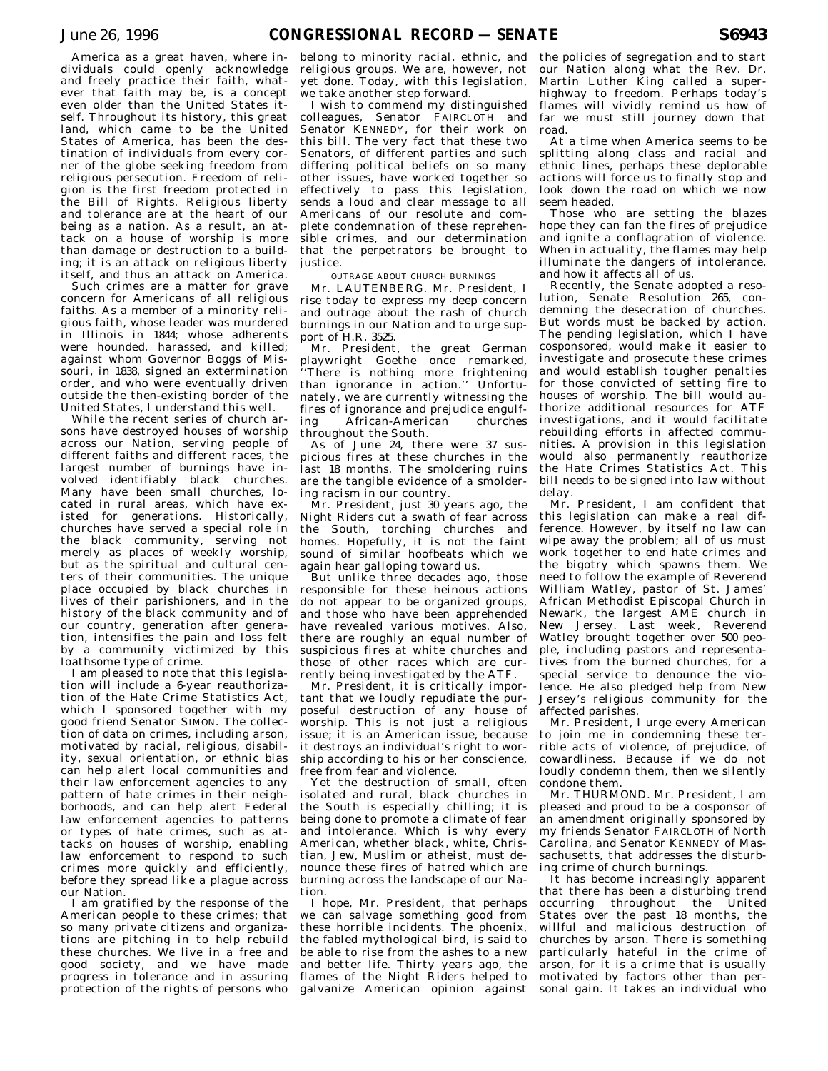America as a great haven, where individuals could openly acknowledge and freely practice their faith, whatever that faith may be, is a concept even older than the United States itself. Throughout its history, this great land, which came to be the United States of America, has been the destination of individuals from every corner of the globe seeking freedom from religious persecution. Freedom of religion is the first freedom protected in the Bill of Rights. Religious liberty and tolerance are at the heart of our being as a nation. As a result, an attack on a house of worship is more than damage or destruction to a building; it is an attack on religious liberty itself, and thus an attack on America.

Such crimes are a matter for grave concern for Americans of all religious faiths. As a member of a minority religious faith, whose leader was murdered in Illinois in 1844; whose adherents were hounded, harassed, and killed; against whom Governor Boggs of Missouri, in 1838, signed an extermination order, and who were eventually driven outside the then-existing border of the United States, I understand this well.

While the recent series of church arsons have destroyed houses of worship across our Nation, serving people of different faiths and different races, the largest number of burnings have involved identifiably black churches. Many have been small churches, located in rural areas, which have existed for generations. Historically, churches have served a special role in the black community, serving not merely as places of weekly worship, but as the spiritual and cultural centers of their communities. The unique place occupied by black churches in lives of their parishioners, and in the history of the black community and of our country, generation after generation, intensifies the pain and loss felt by a community victimized by this loathsome type of crime.

I am pleased to note that this legislation will include a 6-year reauthorization of the Hate Crime Statistics Act, which I sponsored together with my good friend Senator SIMON. The collection of data on crimes, including arson, motivated by racial, religious, disability, sexual orientation, or ethnic bias can help alert local communities and their law enforcement agencies to any pattern of hate crimes in their neighborhoods, and can help alert Federal law enforcement agencies to patterns or types of hate crimes, such as attacks on houses of worship, enabling law enforcement to respond to such crimes more quickly and efficiently, before they spread like a plague across our Nation.

I am gratified by the response of the American people to these crimes; that so many private citizens and organizations are pitching in to help rebuild these churches. We live in a free and good society, and we have made progress in tolerance and in assuring protection of the rights of persons who belong to minority racial, ethnic, and religious groups. We are, however, not yet done. Today, with this legislation, we take another step forward.

I wish to commend my distinguished colleagues, Senator FAIRCLOTH and Senator KENNEDY, for their work on this bill. The very fact that these two Senators, of different parties and such differing political beliefs on so many other issues, have worked together so effectively to pass this legislation, sends a loud and clear message to all Americans of our resolute and complete condemnation of these reprehensible crimes, and our determination that the perpetrators be brought to justice.

## OUTRAGE ABOUT CHURCH BURNINGS

Mr. LAUTENBERG. Mr. President, I rise today to express my deep concern and outrage about the rash of church burnings in our Nation and to urge support of H.R. 3525.

Mr. President, the great German playwright Goethe once remarked, "There is nothing more frightening than ignorance in action." Unfortunately, we are currently witnessing the fires of ignorance and prejudice engulfing African-American churches throughout the South.

As of June 24, there were 37 suspicious fires at these churches in the last 18 months. The smoldering ruins are the tangible evidence of a smoldering racism in our country.

Mr. President, just 30 years ago, the Night Riders cut a swath of fear across the South, torching churches and homes. Hopefully, it is not the faint sound of similar hoofbeats which we again hear galloping toward us.

But unlike three decades ago, those responsible for these heinous actions do not appear to be organized groups, and those who have been apprehended have revealed various motives. Also, there are roughly an equal number of suspicious fires at white churches and those of other races which are currently being investigated by the ATF.

Mr. President, it is critically important that we loudly repudiate the purposeful destruction of any house of worship. This is not just a religious issue; it is an American issue, because it destroys an individual's right to worship according to his or her conscience, free from fear and violence.

Yet the destruction of small, often isolated and rural, black churches in the South is especially chilling; it is being done to promote a climate of fear and intolerance. Which is why every American, whether black, white, Christian, Jew, Muslim or atheist, must denounce these fires of hatred which are burning across the landscape of our Nation.

I hope, Mr. President, that perhaps we can salvage something good from these horrible incidents. The phoenix, the fabled mythological bird, is said to be able to rise from the ashes to a new and better life. Thirty years ago, the flames of the Night Riders helped to galvanize American opinion against the policies of segregation and to start our Nation along what the Rev. Dr. Martin Luther King called a superhighway to freedom. Perhaps today's flames will vividly remind us how of far we must still journey down that road.

At a time when America seems to be splitting along class and racial and ethnic lines, perhaps these deplorable actions will force us to finally stop and look down the road on which we now seem headed.

Those who are setting the blazes hope they can fan the fires of prejudice and ignite a conflagration of violence. When in actuality, the flames may help illuminate the dangers of intolerance, and how it affects all of us.

Recently, the Senate adopted a resolution, Senate Resolution 265, condemning the desecration of churches. But words must be backed by action. The pending legislation, which I have cosponsored, would make it easier to investigate and prosecute these crimes and would establish tougher penalties for those convicted of setting fire to houses of worship. The bill would authorize additional resources for ATF investigations, and it would facilitate rebuilding efforts in affected communities. A provision in this legislation would also permanently reauthorize the Hate Crimes Statistics Act. This bill needs to be signed into law without delay.

Mr. President, I am confident that this legislation can make a real difference. However, by itself no law can wipe away the problem; all of us must work together to end hate crimes and the bigotry which spawns them. We need to follow the example of Reverend William Watley, pastor of St. James' African Methodist Episcopal Church in Newark, the largest AME church in New Jersey. Last week, Reverend Watley brought together over 500 people, including pastors and representatives from the burned churches, for a special service to denounce the violence. He also pledged help from New Jersey's religious community for the affected parishes.

Mr. President, I urge every American to join me in condemning these terrible acts of violence, of prejudice, of cowardliness. Because if we do not loudly condemn them, then we silently condone them.

Mr. THURMOND. Mr. President, I am pleased and proud to be a cosponsor of an amendment originally sponsored by my friends Senator FAIRCLOTH of North Carolina, and Senator KENNEDY of Massachusetts, that addresses the disturbing crime of church burnings.

It has become increasingly apparent that there has been a disturbing trend occurring throughout the United States over the past 18 months, the willful and malicious destruction of churches by arson. There is something particularly hateful in the crime of arson, for it is a crime that is usually motivated by factors other than personal gain. It takes an individual who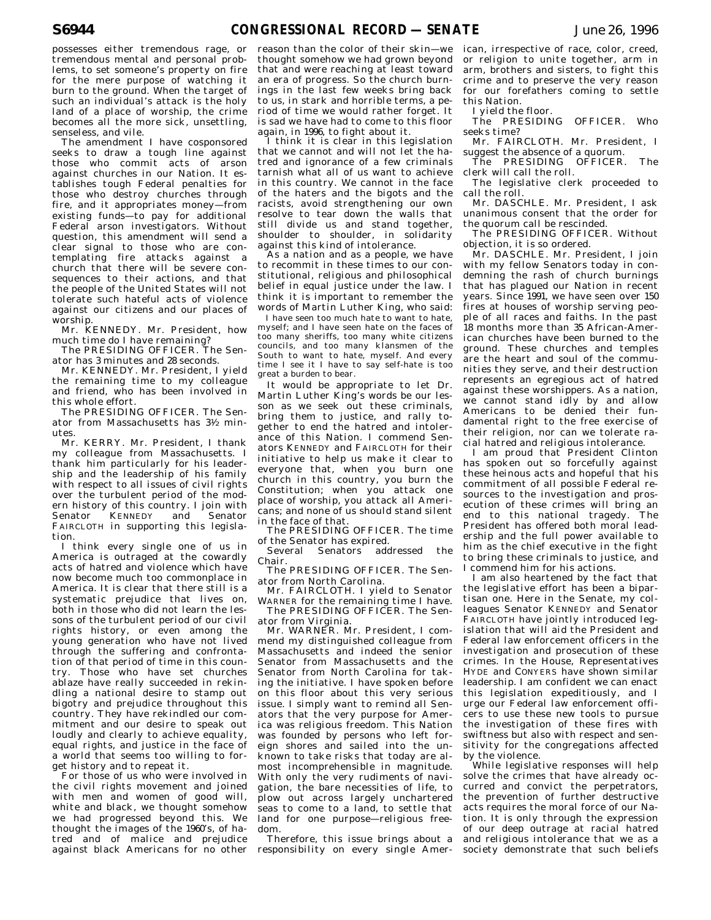possesses either tremendous rage, or tremendous mental and personal problems, to set someone's property on fire for the mere purpose of watching it burn to the ground. When the target of such an individual's attack is the holy land of a place of worship, the crime becomes all the more sick, unsettling, senseless, and vile.

The amendment I have cosponsored seeks to draw a tough line against those who commit acts of arson against churches in our Nation. It establishes tough Federal penalties for those who destroy churches through fire, and it appropriates money—from existing funds—to pay for additional Federal arson investigators. Without question, this amendment will send a clear signal to those who are contemplating fire attacks against a church that there will be severe consequences to their actions, and that the people of the United States will not tolerate such hateful acts of violence against our citizens and our places of worship.

Mr. KENNEDY. Mr. President, how much time do I have remaining?

The PRESIDING OFFICER. The Senator has 3 minutes and 28 seconds.

Mr. KENNEDY. Mr. President, I yield the remaining time to my colleague and friend, who has been involved in this whole effort.

The PRESIDING OFFICER. The Senator from Massachusetts has 3½ minutes.

Mr. KERRY. Mr. President, I thank my colleague from Massachusetts. I thank him particularly for his leadership and the leadership of his family with respect to all issues of civil rights over the turbulent period of the modern history of this country. I join with Senator KENNEDY and Senator FAIRCLOTH in supporting this legislation.

I think every single one of us in America is outraged at the cowardly acts of hatred and violence which have now become much too commonplace in America. It is clear that there still is a systematic prejudice that lives on, both in those who did not learn the lessons of the turbulent period of our civil rights history, or even among the young generation who have not lived through the suffering and confrontation of that whole period of time in this country. Those who have set churches ablaze have really succeeded in rekindling a national desire to stamp out bigotry and prejudice throughout this country. They have rekindled our commitment and our desire to speak out loudly and clearly to achieve equality, equal rights, and justice in the face of a world that seems too willing to forget history and to repeat it.

For those of us who were involved in the civil rights movement and joined with men and women of good will, white and black, we thought somehow we had progressed beyond this. We thought the images of the 1960's, of hatred and of malice and prejudice against black Americans for no other reason than the color of their skin—we thought somehow we had grown beyond that and were reaching at least toward an era of progress. So the church burnings in the last few weeks bring back to us, in stark and horrible terms, a period of time we would rather forget. It is sad we have had to come to this floor again, in 1996, to fight about it.

I think it is clear in this legislation that we cannot and will not let the hatred and ignorance of a few criminals tarnish what all of us want to achieve in this country. We cannot in the face of the haters and the bigots and the racists, avoid strengthening our own resolve to tear down the walls that still divide us and stand together, shoulder to shoulder, in solidarity against this kind of intolerance.

As a nation and as a people, we have to recommit in these times to our constitutional, religious and philosophical belief in equal justice under the law. I think it is important to remember the words of Martin Luther King, who said:

> I have seen too much hate to want to hate, myself; and I have seen hate on the faces of too many sheriffs, too many white citizens councils, and too many klansmen of the South to want to hate, myself. And every time I see it I have to say self-hate is too great a burden to bear.

It would be appropriate to let Dr. Martin Luther King's words be our lesson as we seek out these criminals, bring them to justice, and rally together to end the hatred and intolerance of this Nation. I commend Senators KENNEDY and FAIRCLOTH for their initiative to help us make it clear to everyone that, when you burn one church in this country, you burn the Constitution; when you attack one place of worship, you attack all Americans; and none of us should stand silent in the face of that.

The PRESIDING OFFICER. The time of the Senator has expired.

Several Senators addressed the Chair.

The PRESIDING OFFICER. The Senator from North Carolina.

Mr. FAIRCLOTH. I yield to Senator WARNER for the remaining time I have.

The PRESIDING OFFICER. The Senator from Virginia.

Mr. WARNER. Mr. President, I commend my distinguished colleague from Massachusetts and indeed the senior Senator from Massachusetts and the Senator from North Carolina for taking the initiative. I have spoken before on this floor about this very serious issue. I simply want to remind all Senators that the very purpose for America was religious freedom. This Nation was founded by persons who left foreign shores and sailed into the unknown to take risks that today are almost incomprehensible in magnitude. With only the very rudiments of navigation, the bare necessities of life, to plow out across largely unchartered seas to come to a land, to settle that land for one purpose—religious freedom.

Therefore, this issue brings about a responsibility on every single American, irrespective of race, color, creed, or religion to unite together, arm in arm, brothers and sisters, to fight this crime and to preserve the very reason for our forefathers coming to settle this Nation.

I yield the floor.

The PRESIDING OFFICER. Who seeks time?

Mr. FAIRCLOTH. Mr. President, I suggest the absence of a quorum.

The PRESIDING OFFICER. The clerk will call the roll.

The legislative clerk proceeded to call the roll.

Mr. DASCHLE. Mr. President, I ask unanimous consent that the order for the quorum call be rescinded.

The PRESIDING OFFICER. Without objection, it is so ordered.

Mr. DASCHLE. Mr. President, I join with my fellow Senators today in condemning the rash of church burnings that has plagued our Nation in recent years. Since 1991, we have seen over 150 fires at houses of worship serving people of all races and faiths. In the past 18 months more than 35 African-American churches have been burned to the ground. These churches and temples are the heart and soul of the communities they serve, and their destruction represents an egregious act of hatred against these worshippers. As a nation, we cannot stand idly by and allow Americans to be denied their fundamental right to the free exercise of their religion, nor can we tolerate racial hatred and religious intolerance.

I am proud that President Clinton has spoken out so forcefully against these heinous acts and hopeful that his commitment of all possible Federal resources to the investigation and prosecution of these crimes will bring an end to this national tragedy. The President has offered both moral leadership and the full power available to him as the chief executive in the fight to bring these criminals to justice, and I commend him for his actions.

I am also heartened by the fact that the legislative effort has been a bipartisan one. Here in the Senate, my colleagues Senator KENNEDY and Senator FAIRCLOTH have jointly introduced legislation that will aid the President and Federal law enforcement officers in the investigation and prosecution of these crimes. In the House, Representatives HYDE and CONYERS have shown similar leadership. I am confident we can enact this legislation expeditiously, and I urge our Federal law enforcement officers to use these new tools to pursue the investigation of these fires with swiftness but also with respect and sensitivity for the congregations affected by the violence.

While legislative responses will help solve the crimes that have already occurred and convict the perpetrators, the prevention of further destructive acts requires the moral force of our Nation. It is only through the expression of our deep outrage at racial hatred and religious intolerance that we as a society demonstrate that such beliefs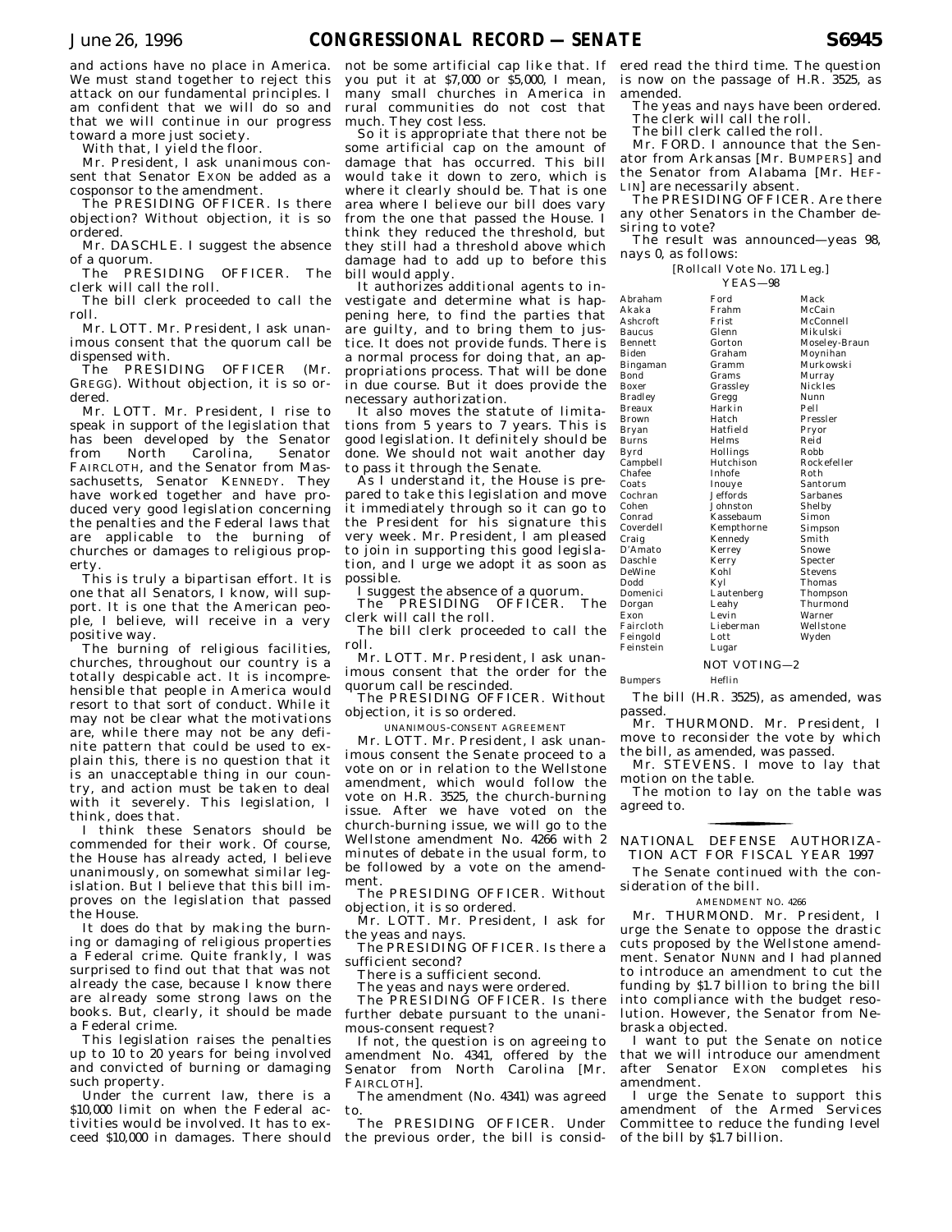and actions have no place in America. We must stand together to reject this attack on our fundamental principles. I am confident that we will do so and that we will continue in our progress toward a more just society.

With that, I yield the floor.

Mr. President, I ask unanimous consent that Senator EXON be added as a cosponsor to the amendment.

The PRESIDING OFFICER. Is there objection? Without objection, it is so ordered.

Mr. DASCHLE. I suggest the absence of a quorum.

The PRESIDING OFFICER. The clerk will call the roll.

The bill clerk proceeded to call the roll.

Mr. LOTT. Mr. President, I ask unanimous consent that the quorum call be dispensed with.

The PRESIDING OFFICER (Mr. GREGG). Without objection, it is so ordered.

Mr. LOTT. Mr. President, I rise to speak in support of the legislation that has been developed by the Senator from North Carolina, Senator FAIRCLOTH, and the Senator from Massachusetts, Senator KENNEDY. They have worked together and have produced very good legislation concerning the penalties and the Federal laws that are applicable to the burning of churches or damages to religious property.

This is truly a bipartisan effort. It is one that all Senators, I know, will support. It is one that the American people, I believe, will receive in a very positive way.

The burning of religious facilities, churches, throughout our country is a totally despicable act. It is incomprehensible that people in America would resort to that sort of conduct. While it may not be clear what the motivations are, while there may not be any definite pattern that could be used to explain this, there is no question that it is an unacceptable thing in our country, and action must be taken to deal with it severely. This legislation, I think, does that.

I think these Senators should be commended for their work. Of course, the House has already acted, I believe unanimously, on somewhat similar legislation. But I believe that this bill improves on the legislation that passed the House.

It does do that by making the burning or damaging of religious properties a Federal crime. Quite frankly, I was surprised to find out that that was not already the case, because I know there are already some strong laws on the books. But, clearly, it should be made a Federal crime.

This legislation raises the penalties up to 10 to 20 years for being involved and convicted of burning or damaging such property.

Under the current law, there is a $10,000 limit on when the Federal activities would be involved. It has to exceed $10,000 in damages. There should not be some artificial cap like that. If you put it at $7,000 or $5,000, I mean, many small churches in America in rural communities do not cost that much. They cost less.

So it is appropriate that there not be some artificial cap on the amount of damage that has occurred. This bill would take it down to zero, which is where it clearly should be. That is one area where I believe our bill does vary from the one that passed the House. I think they reduced the threshold, but they still had a threshold above which damage had to add up to before this bill would apply.

It authorizes additional agents to investigate and determine what is happening here, to find the parties that are guilty, and to bring them to justice. It does not provide funds. There is a normal process for doing that, an appropriations process. That will be done in due course. But it does provide the necessary authorization.

It also moves the statute of limitations from 5 years to 7 years. This is good legislation. It definitely should be done. We should not wait another day to pass it through the Senate.

As I understand it, the House is prepared to take this legislation and move it immediately through so it can go to the President for his signature this very week. Mr. President, I am pleased to join in supporting this good legislation, and I urge we adopt it as soon as possible.

I suggest the absence of a quorum.

The PRESIDING OFFICER. The clerk will call the roll.

The bill clerk proceeded to call the roll.

Mr. LOTT. Mr. President, I ask unanimous consent that the order for the quorum call be rescinded.

The PRESIDING OFFICER. Without objection, it is so ordered.

UNANIMOUS-CONSENT AGREEMENT

Mr. LOTT. Mr. President, I ask unanimous consent the Senate proceed to a vote on or in relation to the Wellstone amendment, which would follow the vote on H.R. 3525, the church-burning issue. After we have voted on the church-burning issue, we will go to the Wellstone amendment No. 4266 with 2 minutes of debate in the usual form, to be followed by a vote on the amendment.

The PRESIDING OFFICER. Without objection, it is so ordered.

Mr. LOTT. Mr. President, I ask for the yeas and nays.

The PRESIDING OFFICER. Is there a sufficient second?

There is a sufficient second.

The yeas and nays were ordered.

The PRESIDING OFFICER. Is there further debate pursuant to the unanimous-consent request?

If not, the question is on agreeing to amendment No. 4341, offered by the Senator from North Carolina [Mr. FAIRCLOTH].

The amendment (No. 4341) was agreed to.

The PRESIDING OFFICER. Under the previous order, the bill is considered read the third time. The question is now on the passage of H.R. 3525, as amended.

The yeas and nays have been ordered.

The clerk will call the roll.

The bill clerk called the roll.

Mr. FORD. I announce that the Senator from Arkansas [Mr. BUMPERS] and the Senator from Alabama [Mr. HEFLIN] are necessarily absent.

The PRESIDING OFFICER. Are there any other Senators in the Chamber desiring to vote?

The result was announced—yeas 98, nays 0, as follows:

[Rollcall Vote No. 171 Leg.]

YEAS—98

| | | |
|---|---|---|
| Abraham | Ford | Mack |
| Akaka | Frahm | McCain |
| Ashcroft | Frist | McConnell |
| Baucus | Glenn | Mikulski |
| Bennett | Gorton | Moseley-Braun |
| Biden | Graham | Moynihan |
| Bingaman | Gramm | Murkowski |
| Bond | Grams | Murray |
| Boxer | Grassley | Nickles |
| Bradley | Gregg | Nunn |
| Breaux | Harkin | Pell |
| Brown | Hatch | Pressler |
| Bryan | Hatfield | Pryor |
| Burns | Helms | Reid |
| Byrd | Hollings | Robb |
| Campbell | Hutchison | Rockefeller |
| Chafee | Inhofe | Roth |
| Coats | Inouye | Santorum |
| Cochran | Jeffords | Sarbanes |
| Cohen | Johnston | Shelby |
| Conrad | Kassebaum | Simon |
| Coverdell | Kempthorne | Simpson |
| Craig | Kennedy | Smith |
| D'Amato | Kerrey | Snowe |
| Daschle | Kerry | Specter |
| DeWine | Kohl | Stevens |
| Dodd | Kyl | Thomas |
| Domenici | Lautenberg | Thompson |
| Dorgan | Leahy | Thurmond |
| Exon | Levin | Warner |
| Faircloth | Lieberman | Wellstone |
| Feingold | Lott | Wyden |
| Feinstein | Lugar | |

NOT VOTING—2

| | |
|---|---|
| Bumpers | Heflin |

The bill (H.R. 3525), as amended, was passed.

Mr. THURMOND. Mr. President, I move to reconsider the vote by which the bill, as amended, was passed.

Mr. STEVENS. I move to lay that motion on the table.

The motion to lay on the table was agreed to.

## NATIONAL DEFENSE AUTHORIZATION ACT FOR FISCAL YEAR 1997

The Senate continued with the consideration of the bill.

AMENDMENT NO. 4266

Mr. THURMOND. Mr. President, I urge the Senate to oppose the drastic cuts proposed by the Wellstone amendment. Senator NUNN and I had planned to introduce an amendment to cut the funding by $1.7 billion to bring the bill into compliance with the budget resolution. However, the Senator from Nebraska objected.

I want to put the Senate on notice that we will introduce our amendment after Senator EXON completes his amendment.

I urge the Senate to support this amendment of the Armed Services Committee to reduce the funding level of the bill by $1.7 billion.